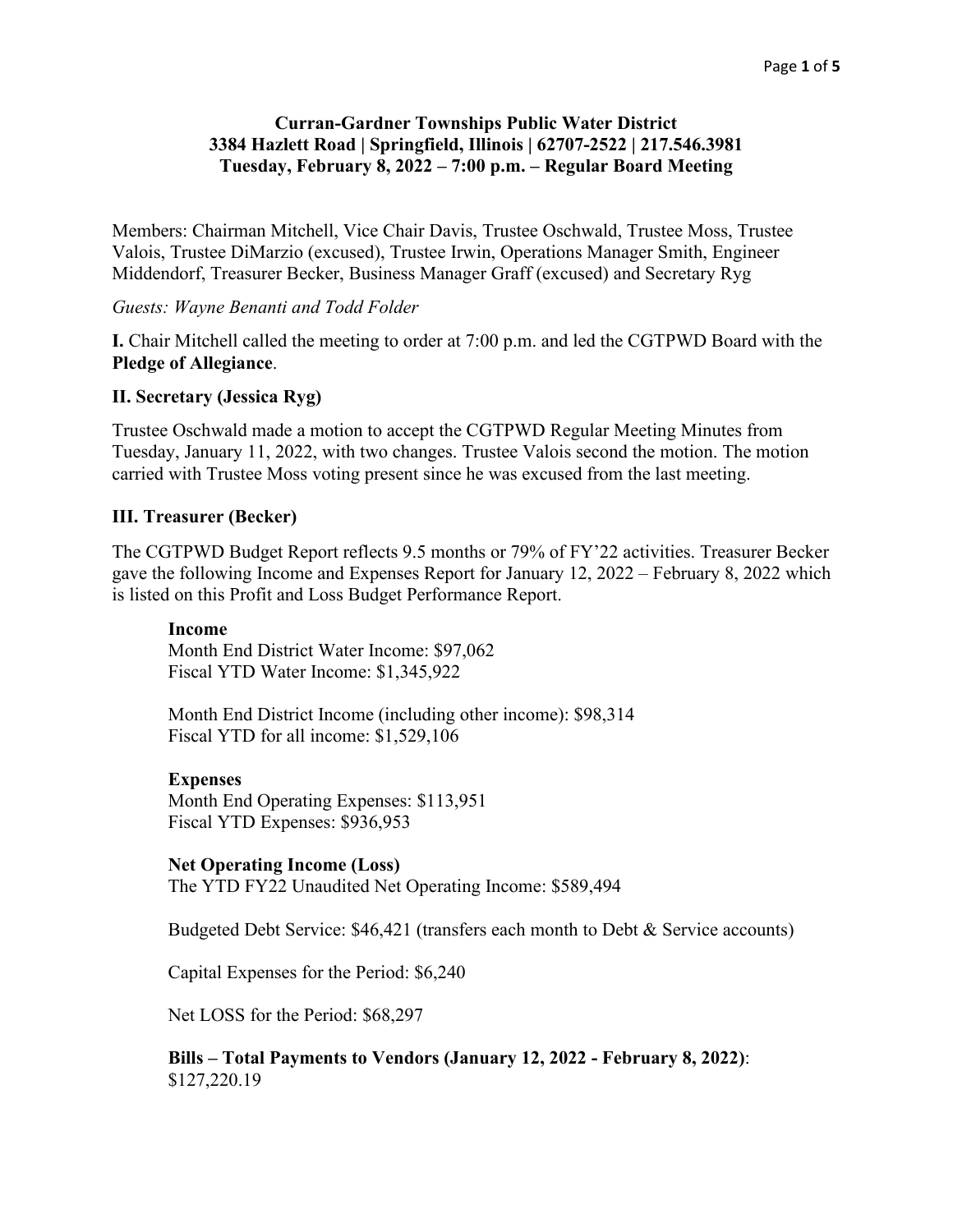**Curran-Gardner Townships Public Water District**
**3384 Hazlett Road | Springfield, Illinois | 62707-2522 | 217.546.3981**
**Tuesday, February 8, 2022 – 7:00 p.m. – Regular Board Meeting**

Members: Chairman Mitchell, Vice Chair Davis, Trustee Oschwald, Trustee Moss, Trustee Valois, Trustee DiMarzio (excused), Trustee Irwin, Operations Manager Smith, Engineer Middendorf, Treasurer Becker, Business Manager Graff (excused) and Secretary Ryg

*Guests: Wayne Benanti and Todd Folder*

**I.** Chair Mitchell called the meeting to order at 7:00 p.m. and led the CGTPWD Board with the **Pledge of Allegiance**.

**II. Secretary (Jessica Ryg)**

Trustee Oschwald made a motion to accept the CGTPWD Regular Meeting Minutes from Tuesday, January 11, 2022, with two changes. Trustee Valois second the motion. The motion carried with Trustee Moss voting present since he was excused from the last meeting.

**III. Treasurer (Becker)**

The CGTPWD Budget Report reflects 9.5 months or 79% of FY'22 activities. Treasurer Becker gave the following Income and Expenses Report for January 12, 2022 – February 8, 2022 which is listed on this Profit and Loss Budget Performance Report.

**Income**
Month End District Water Income: $97,062
Fiscal YTD Water Income: $1,345,922

Month End District Income (including other income): $98,314
Fiscal YTD for all income: $1,529,106

**Expenses**
Month End Operating Expenses: $113,951
Fiscal YTD Expenses: $936,953

**Net Operating Income (Loss)**
The YTD FY22 Unaudited Net Operating Income: $589,494

Budgeted Debt Service: $46,421 (transfers each month to Debt & Service accounts)

Capital Expenses for the Period: $6,240

Net LOSS for the Period: $68,297

**Bills – Total Payments to Vendors (January 12, 2022 - February 8, 2022)**: $127,220.19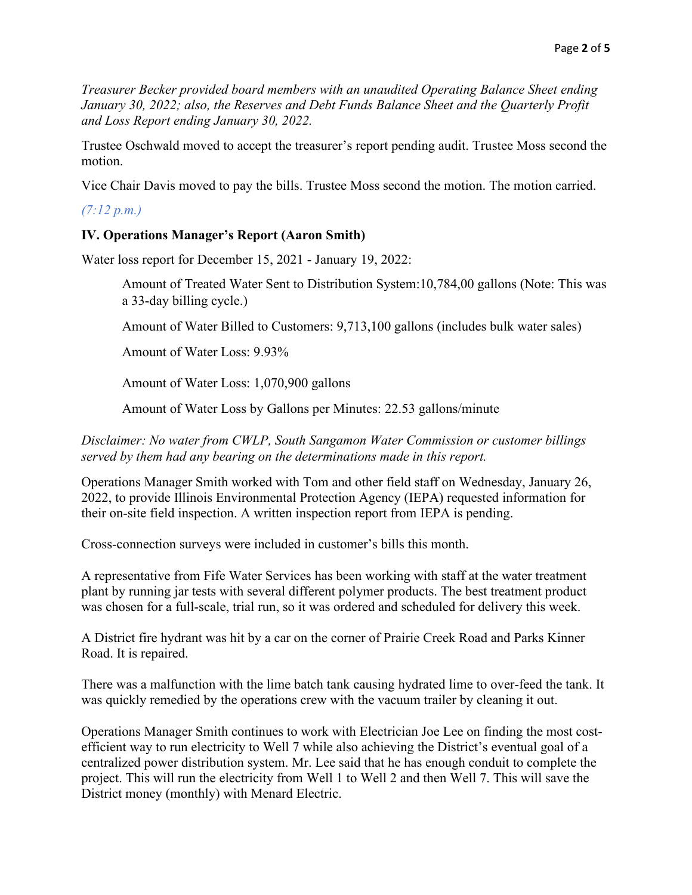*Treasurer Becker provided board members with an unaudited Operating Balance Sheet ending January 30, 2022; also, the Reserves and Debt Funds Balance Sheet and the Quarterly Profit and Loss Report ending January 30, 2022.*

Trustee Oschwald moved to accept the treasurer's report pending audit. Trustee Moss second the motion.

Vice Chair Davis moved to pay the bills. Trustee Moss second the motion. The motion carried.

*(7:12 p.m.)*

### IV. Operations Manager's Report (Aaron Smith)

Water loss report for December 15, 2021 - January 19, 2022:

> Amount of Treated Water Sent to Distribution System:10,784,00 gallons (Note: This was a 33-day billing cycle.)
>
> Amount of Water Billed to Customers: 9,713,100 gallons (includes bulk water sales)
>
> Amount of Water Loss: 9.93%
>
> Amount of Water Loss: 1,070,900 gallons
>
> Amount of Water Loss by Gallons per Minutes: 22.53 gallons/minute

*Disclaimer: No water from CWLP, South Sangamon Water Commission or customer billings served by them had any bearing on the determinations made in this report.*

Operations Manager Smith worked with Tom and other field staff on Wednesday, January 26, 2022, to provide Illinois Environmental Protection Agency (IEPA) requested information for their on-site field inspection. A written inspection report from IEPA is pending.

Cross-connection surveys were included in customer's bills this month.

A representative from Fife Water Services has been working with staff at the water treatment plant by running jar tests with several different polymer products. The best treatment product was chosen for a full-scale, trial run, so it was ordered and scheduled for delivery this week.

A District fire hydrant was hit by a car on the corner of Prairie Creek Road and Parks Kinner Road. It is repaired.

There was a malfunction with the lime batch tank causing hydrated lime to over-feed the tank. It was quickly remedied by the operations crew with the vacuum trailer by cleaning it out.

Operations Manager Smith continues to work with Electrician Joe Lee on finding the most cost-efficient way to run electricity to Well 7 while also achieving the District's eventual goal of a centralized power distribution system. Mr. Lee said that he has enough conduit to complete the project. This will run the electricity from Well 1 to Well 2 and then Well 7. This will save the District money (monthly) with Menard Electric.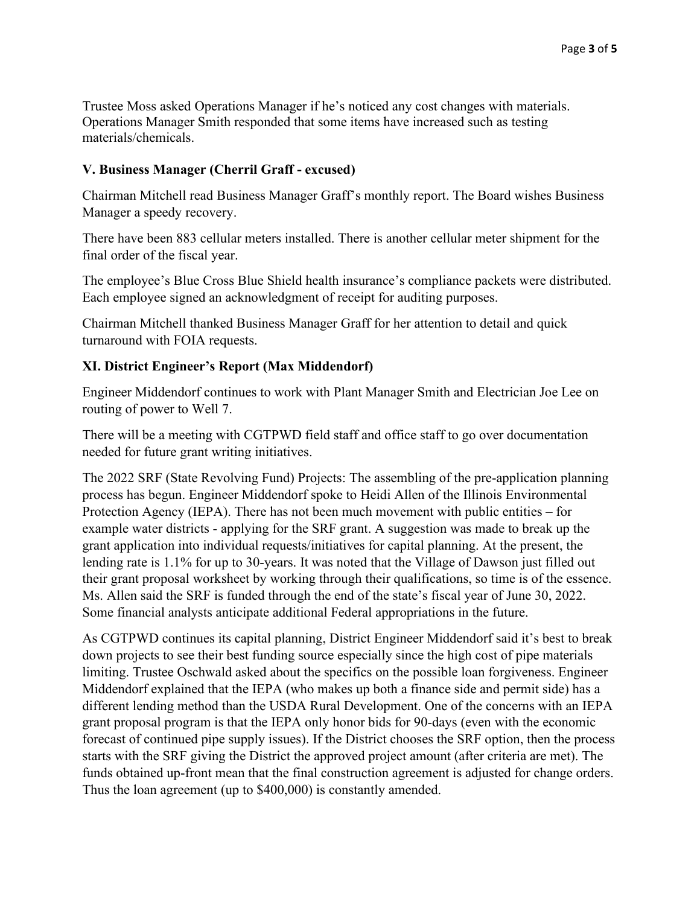Trustee Moss asked Operations Manager if he's noticed any cost changes with materials. Operations Manager Smith responded that some items have increased such as testing materials/chemicals.

### V. Business Manager (Cherril Graff - excused)

Chairman Mitchell read Business Manager Graff's monthly report. The Board wishes Business Manager a speedy recovery.

There have been 883 cellular meters installed. There is another cellular meter shipment for the final order of the fiscal year.

The employee's Blue Cross Blue Shield health insurance's compliance packets were distributed. Each employee signed an acknowledgment of receipt for auditing purposes.

Chairman Mitchell thanked Business Manager Graff for her attention to detail and quick turnaround with FOIA requests.

### XI. District Engineer's Report (Max Middendorf)

Engineer Middendorf continues to work with Plant Manager Smith and Electrician Joe Lee on routing of power to Well 7.

There will be a meeting with CGTPWD field staff and office staff to go over documentation needed for future grant writing initiatives.

The 2022 SRF (State Revolving Fund) Projects: The assembling of the pre-application planning process has begun. Engineer Middendorf spoke to Heidi Allen of the Illinois Environmental Protection Agency (IEPA). There has not been much movement with public entities – for example water districts - applying for the SRF grant. A suggestion was made to break up the grant application into individual requests/initiatives for capital planning. At the present, the lending rate is 1.1% for up to 30-years. It was noted that the Village of Dawson just filled out their grant proposal worksheet by working through their qualifications, so time is of the essence. Ms. Allen said the SRF is funded through the end of the state's fiscal year of June 30, 2022. Some financial analysts anticipate additional Federal appropriations in the future.

As CGTPWD continues its capital planning, District Engineer Middendorf said it's best to break down projects to see their best funding source especially since the high cost of pipe materials limiting. Trustee Oschwald asked about the specifics on the possible loan forgiveness. Engineer Middendorf explained that the IEPA (who makes up both a finance side and permit side) has a different lending method than the USDA Rural Development. One of the concerns with an IEPA grant proposal program is that the IEPA only honor bids for 90-days (even with the economic forecast of continued pipe supply issues). If the District chooses the SRF option, then the process starts with the SRF giving the District the approved project amount (after criteria are met). The funds obtained up-front mean that the final construction agreement is adjusted for change orders. Thus the loan agreement (up to $400,000) is constantly amended.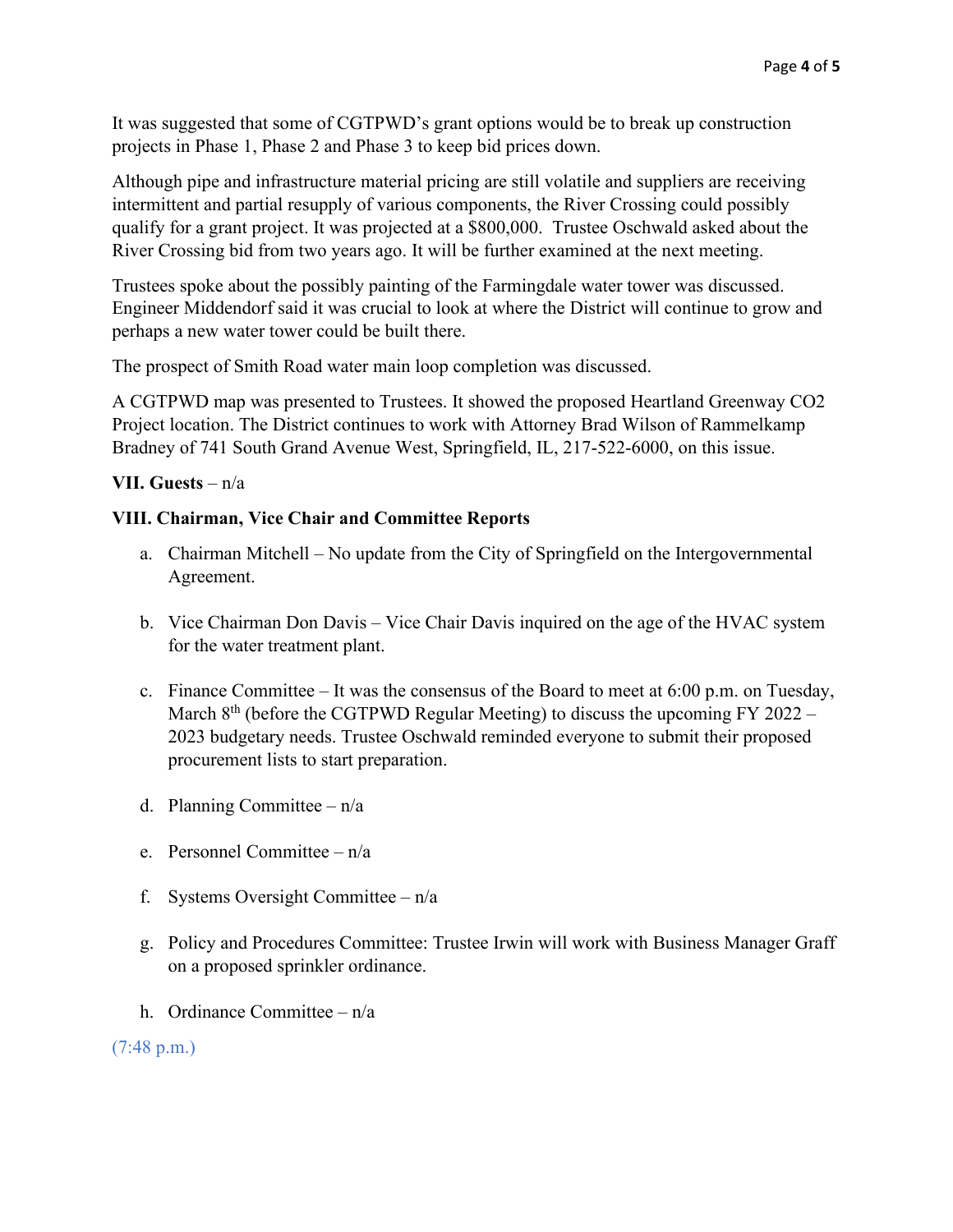It was suggested that some of CGTPWD's grant options would be to break up construction projects in Phase 1, Phase 2 and Phase 3 to keep bid prices down.

Although pipe and infrastructure material pricing are still volatile and suppliers are receiving intermittent and partial resupply of various components, the River Crossing could possibly qualify for a grant project. It was projected at a $800,000. Trustee Oschwald asked about the River Crossing bid from two years ago. It will be further examined at the next meeting.

Trustees spoke about the possibly painting of the Farmingdale water tower was discussed. Engineer Middendorf said it was crucial to look at where the District will continue to grow and perhaps a new water tower could be built there.

The prospect of Smith Road water main loop completion was discussed.

A CGTPWD map was presented to Trustees. It showed the proposed Heartland Greenway $CO_2$ Project location. The District continues to work with Attorney Brad Wilson of Rammelkamp Bradney of 741 South Grand Avenue West, Springfield, IL, 217-522-6000, on this issue.

**VII. Guests** – n/a

**VIII. Chairman, Vice Chair and Committee Reports**

a. Chairman Mitchell – No update from the City of Springfield on the Intergovernmental Agreement.

b. Vice Chairman Don Davis – Vice Chair Davis inquired on the age of the HVAC system for the water treatment plant.

c. Finance Committee – It was the consensus of the Board to meet at 6:00 p.m. on Tuesday, March 8th (before the CGTPWD Regular Meeting) to discuss the upcoming FY 2022 – 2023 budgetary needs. Trustee Oschwald reminded everyone to submit their proposed procurement lists to start preparation.

d. Planning Committee – n/a

e. Personnel Committee – n/a

f. Systems Oversight Committee – n/a

g. Policy and Procedures Committee: Trustee Irwin will work with Business Manager Graff on a proposed sprinkler ordinance.

h. Ordinance Committee – n/a

(7:48 p.m.)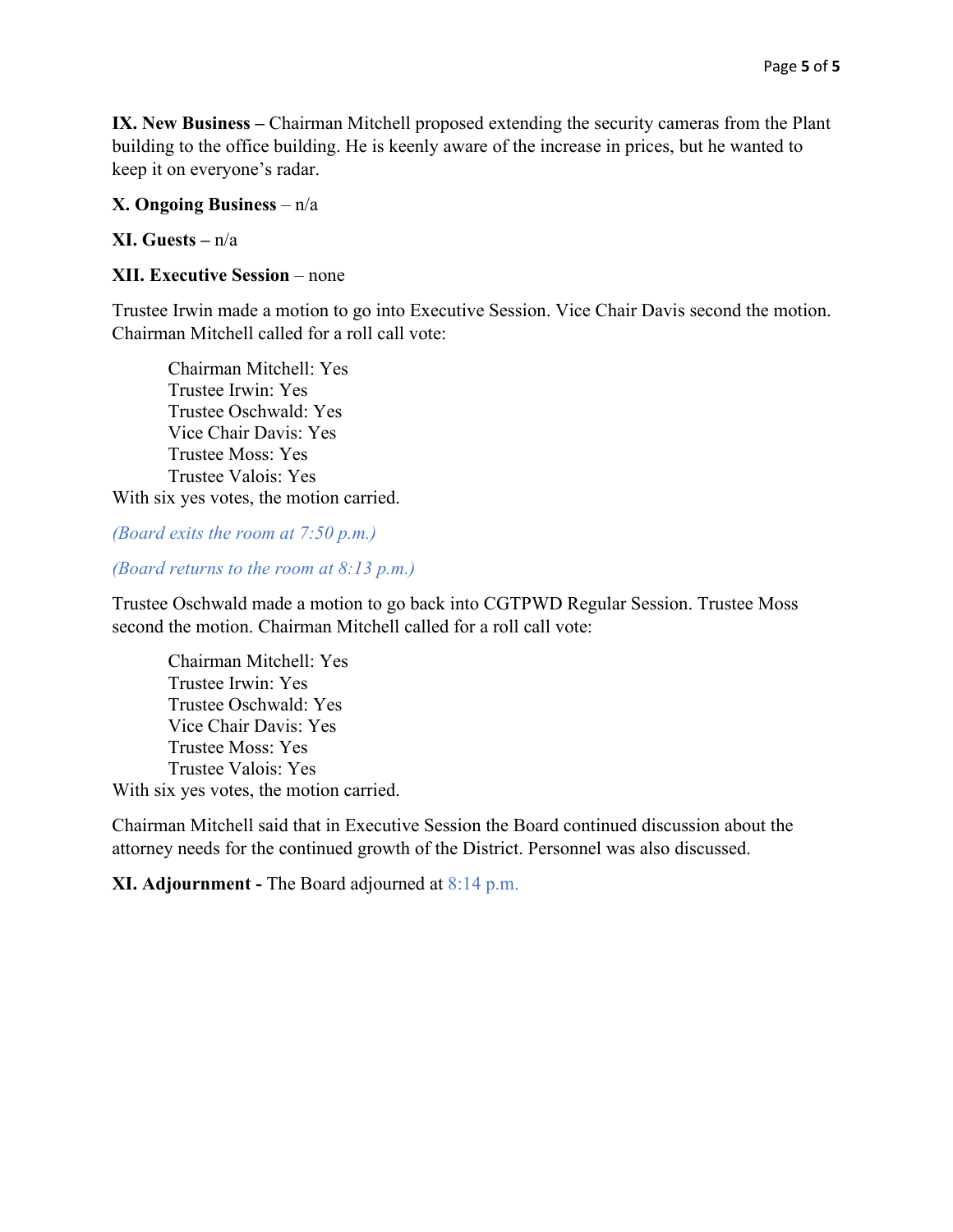**IX. New Business –** Chairman Mitchell proposed extending the security cameras from the Plant building to the office building. He is keenly aware of the increase in prices, but he wanted to keep it on everyone's radar.

**X. Ongoing Business** – n/a

**XI. Guests –** n/a

**XII. Executive Session** – none

Trustee Irwin made a motion to go into Executive Session. Vice Chair Davis second the motion. Chairman Mitchell called for a roll call vote:

> Chairman Mitchell: Yes  
> Trustee Irwin: Yes  
> Trustee Oschwald: Yes  
> Vice Chair Davis: Yes  
> Trustee Moss: Yes  
> Trustee Valois: Yes

With six yes votes, the motion carried.

*(Board exits the room at 7:50 p.m.)*

*(Board returns to the room at 8:13 p.m.)*

Trustee Oschwald made a motion to go back into CGTPWD Regular Session. Trustee Moss second the motion. Chairman Mitchell called for a roll call vote:

> Chairman Mitchell: Yes  
> Trustee Irwin: Yes  
> Trustee Oschwald: Yes  
> Vice Chair Davis: Yes  
> Trustee Moss: Yes  
> Trustee Valois: Yes

With six yes votes, the motion carried.

Chairman Mitchell said that in Executive Session the Board continued discussion about the attorney needs for the continued growth of the District. Personnel was also discussed.

**XI. Adjournment -** The Board adjourned at 8:14 p.m.